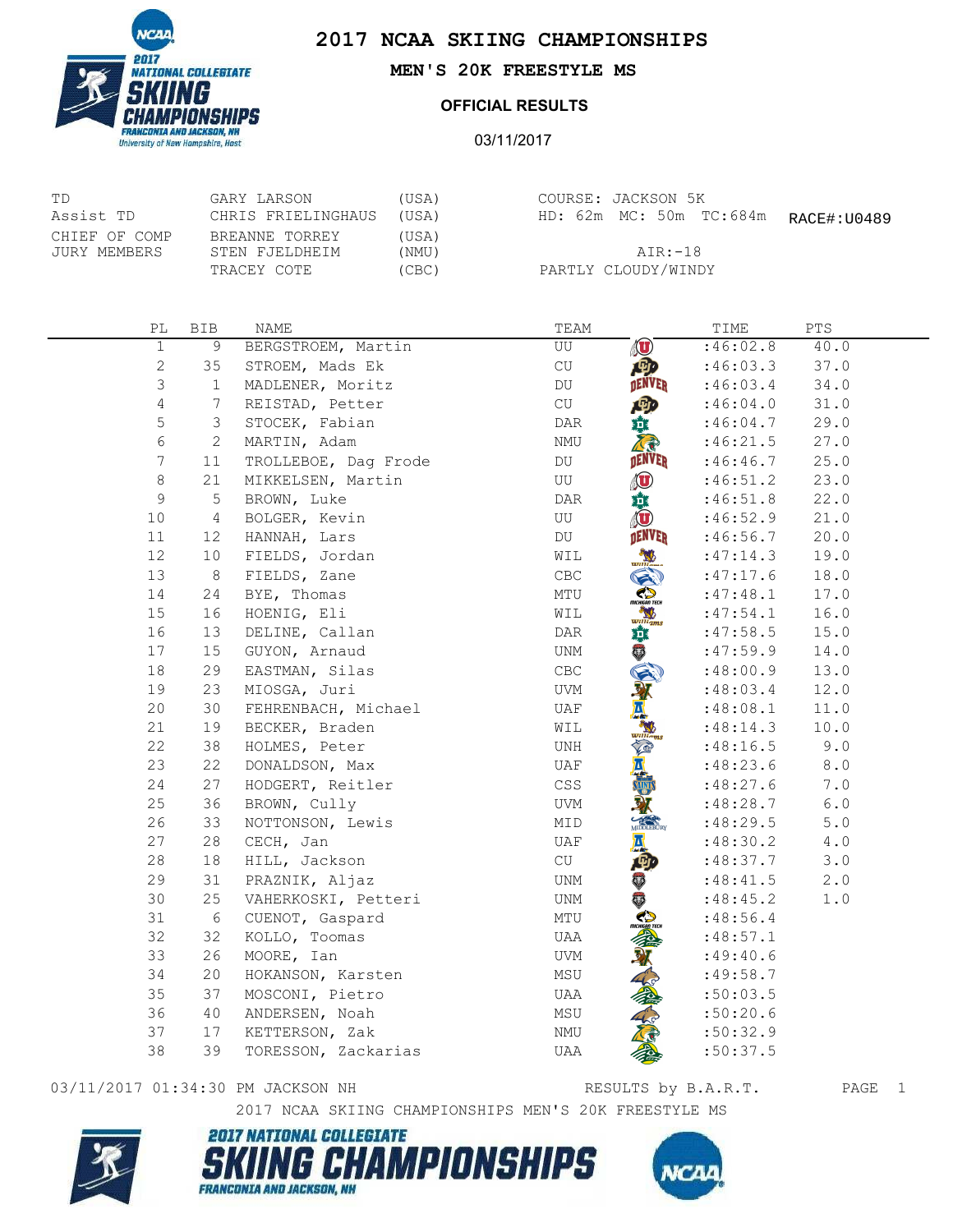# 2017 NCAA SKIING CHAMPIONSHIPS

## MEN'S 20K FREESTYLE MS

### OFFICIAL RESULTS

03/11/2017

| | | |
|---|---|---|
| TD | GARY LARSON | (USA) |
| Assist TD | CHRIS FRIELINGHAUS | (USA) |
| CHIEF OF COMP | BREANNE TORREY | (USA) |
| JURY MEMBERS | STEN FJELDHEIM | (NMU) |
| | TRACEY COTE | (CBC) |

COURSE: JACKSON 5K
HD: 62m MC: 50m TC:684m RACE#:U0489
AIR:-18
PARTLY CLOUDY/WINDY

| PL | BIB | NAME | TEAM | TIME | PTS |
|---|---|---|---|---|---|
| 1 | 9 | BERGSTROEM, Martin | UU | :46:02.8 | 40.0 |
| 2 | 35 | STROEM, Mads Ek | CU | :46:03.3 | 37.0 |
| 3 | 1 | MADLENER, Moritz | DU | :46:03.4 | 34.0 |
| 4 | 7 | REISTAD, Petter | CU | :46:04.0 | 31.0 |
| 5 | 3 | STOCEK, Fabian | DAR | :46:04.7 | 29.0 |
| 6 | 2 | MARTIN, Adam | NMU | :46:21.5 | 27.0 |
| 7 | 11 | TROLLEBOE, Dag Frode | DU | :46:46.7 | 25.0 |
| 8 | 21 | MIKKELSEN, Martin | UU | :46:51.2 | 23.0 |
| 9 | 5 | BROWN, Luke | DAR | :46:51.8 | 22.0 |
| 10 | 4 | BOLGER, Kevin | UU | :46:52.9 | 21.0 |
| 11 | 12 | HANNAH, Lars | DU | :46:56.7 | 20.0 |
| 12 | 10 | FIELDS, Jordan | WIL | :47:14.3 | 19.0 |
| 13 | 8 | FIELDS, Zane | CBC | :47:17.6 | 18.0 |
| 14 | 24 | BYE, Thomas | MTU | :47:48.1 | 17.0 |
| 15 | 16 | HOENIG, Eli | WIL | :47:54.1 | 16.0 |
| 16 | 13 | DELINE, Callan | DAR | :47:58.5 | 15.0 |
| 17 | 15 | GUYON, Arnaud | UNM | :47:59.9 | 14.0 |
| 18 | 29 | EASTMAN, Silas | CBC | :48:00.9 | 13.0 |
| 19 | 23 | MIOSGA, Juri | UVM | :48:03.4 | 12.0 |
| 20 | 30 | FEHRENBACH, Michael | UAF | :48:08.1 | 11.0 |
| 21 | 19 | BECKER, Braden | WIL | :48:14.3 | 10.0 |
| 22 | 38 | HOLMES, Peter | UNH | :48:16.5 | 9.0 |
| 23 | 22 | DONALDSON, Max | UAF | :48:23.6 | 8.0 |
| 24 | 27 | HODGERT, Reitler | CSS | :48:27.6 | 7.0 |
| 25 | 36 | BROWN, Cully | UVM | :48:28.7 | 6.0 |
| 26 | 33 | NOTTONSON, Lewis | MID | :48:29.5 | 5.0 |
| 27 | 28 | CECH, Jan | UAF | :48:30.2 | 4.0 |
| 28 | 18 | HILL, Jackson | CU | :48:37.7 | 3.0 |
| 29 | 31 | PRAZNIK, Aljaz | UNM | :48:41.5 | 2.0 |
| 30 | 25 | VAHERKOSKI, Petteri | UNM | :48:45.2 | 1.0 |
| 31 | 6 | CUENOT, Gaspard | MTU | :48:56.4 | |
| 32 | 32 | KOLLO, Toomas | UAA | :48:57.1 | |
| 33 | 26 | MOORE, Ian | UVM | :49:40.6 | |
| 34 | 20 | HOKANSON, Karsten | MSU | :49:58.7 | |
| 35 | 37 | MOSCONI, Pietro | UAA | :50:03.5 | |
| 36 | 40 | ANDERSEN, Noah | MSU | :50:20.6 | |
| 37 | 17 | KETTERSON, Zak | NMU | :50:32.9 | |
| 38 | 39 | TORESSON, Zackarias | UAA | :50:37.5 | |

03/11/2017 01:34:30 PM JACKSON NH — RESULTS by B.A.R.T.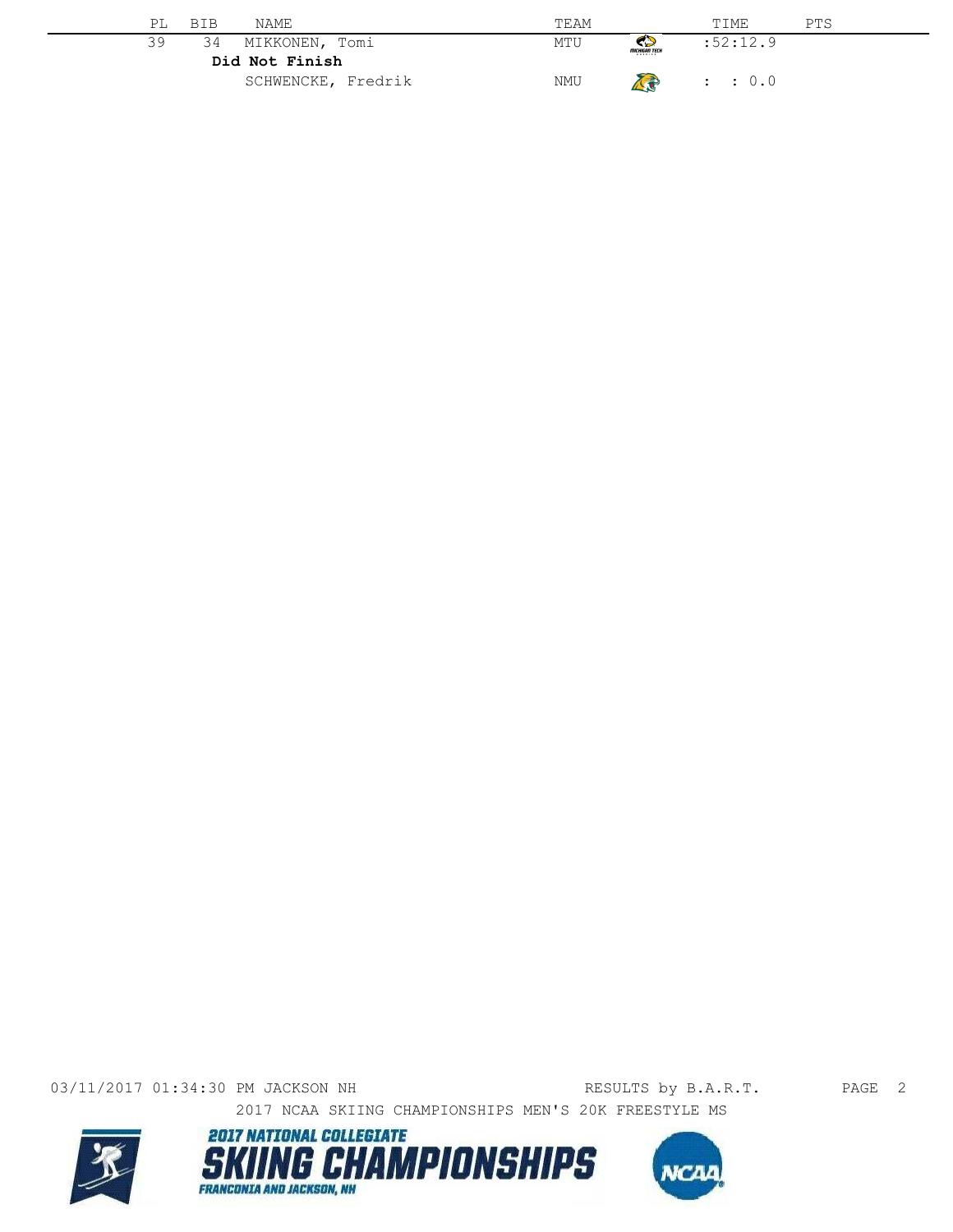| PL | BIB | NAME | TEAM | TIME | PTS |
|---|---|---|---|---|---|
| 39 | 34 | MIKKONEN, Tomi | MTU | :52:12.9 | |
| | | **Did Not Finish** | | | |
| | | SCHWENCKE, Fredrik | NMU | : : 0.0 | |

03/11/2017 01:34:30 PM JACKSON NH RESULTS by B.A.R.T.

2017 NCAA SKIING CHAMPIONSHIPS MEN'S 20K FREESTYLE MS

2017 NATIONAL COLLEGIATE SKIING CHAMPIONSHIPS FRANCONIA AND JACKSON, NH

NCAA